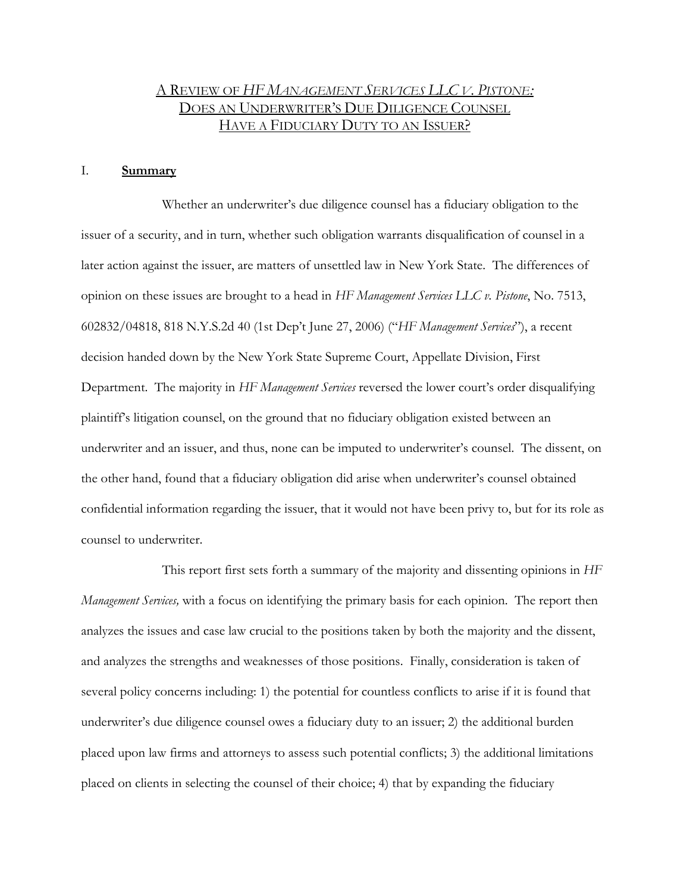# A Review of *HF Management Services LLC v. Pistone:* Does an Underwriter's Due Diligence Counsel Have a Fiduciary Duty to an Issuer?

## I. **Summary**

Whether an underwriter's due diligence counsel has a fiduciary obligation to the issuer of a security, and in turn, whether such obligation warrants disqualification of counsel in a later action against the issuer, are matters of unsettled law in New York State. The differences of opinion on these issues are brought to a head in *HF Management Services LLC v. Pistone*, No. 7513, 602832/04818, 818 N.Y.S.2d 40 (1st Dep't June 27, 2006) ("*HF Management Services*"), a recent decision handed down by the New York State Supreme Court, Appellate Division, First Department. The majority in *HF Management Services* reversed the lower court's order disqualifying plaintiff's litigation counsel, on the ground that no fiduciary obligation existed between an underwriter and an issuer, and thus, none can be imputed to underwriter's counsel. The dissent, on the other hand, found that a fiduciary obligation did arise when underwriter's counsel obtained confidential information regarding the issuer, that it would not have been privy to, but for its role as counsel to underwriter.

This report first sets forth a summary of the majority and dissenting opinions in *HF Management Services,* with a focus on identifying the primary basis for each opinion. The report then analyzes the issues and case law crucial to the positions taken by both the majority and the dissent, and analyzes the strengths and weaknesses of those positions. Finally, consideration is taken of several policy concerns including: 1) the potential for countless conflicts to arise if it is found that underwriter's due diligence counsel owes a fiduciary duty to an issuer; 2) the additional burden placed upon law firms and attorneys to assess such potential conflicts; 3) the additional limitations placed on clients in selecting the counsel of their choice; 4) that by expanding the fiduciary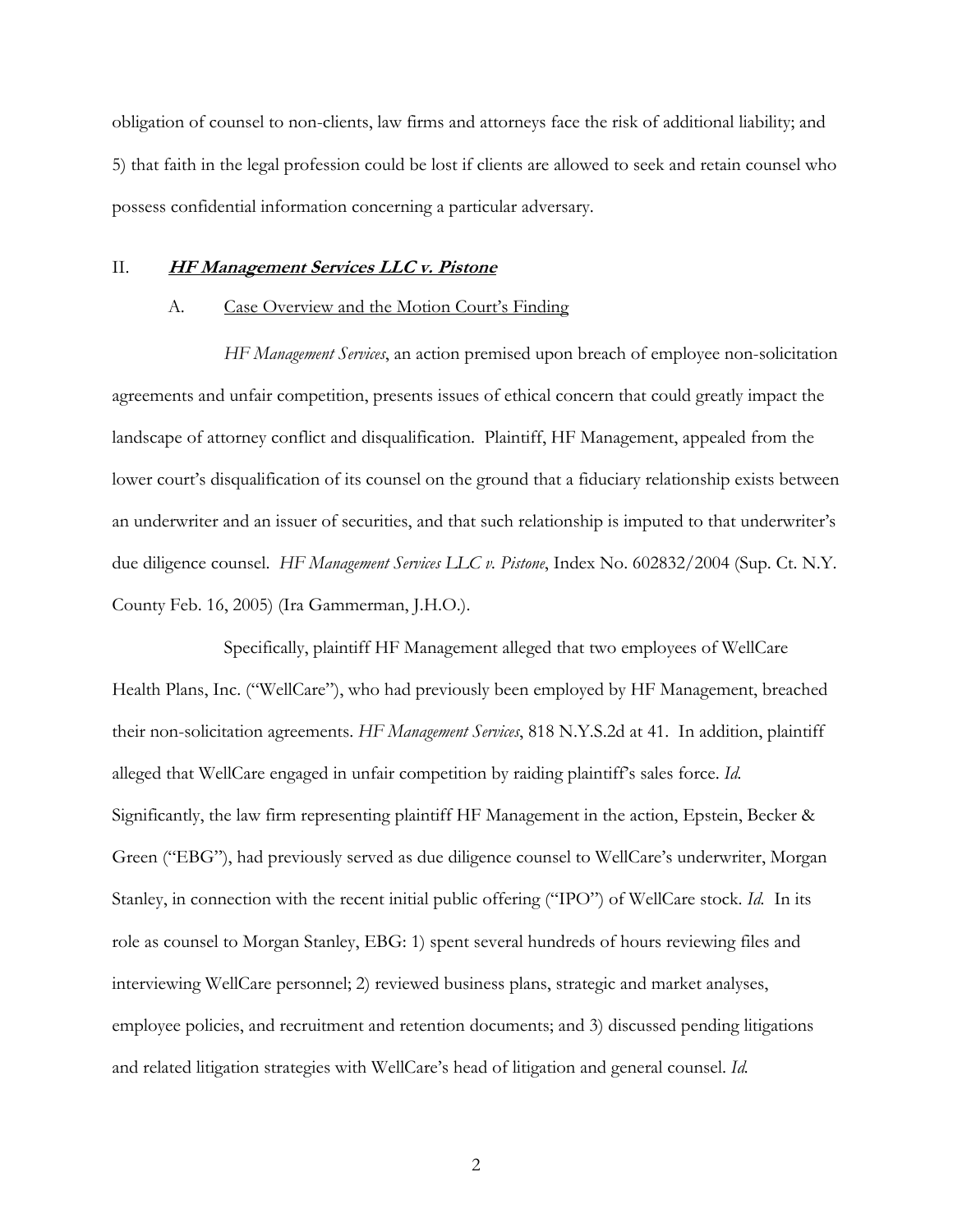obligation of counsel to non-clients, law firms and attorneys face the risk of additional liability; and 5) that faith in the legal profession could be lost if clients are allowed to seek and retain counsel who possess confidential information concerning a particular adversary.

## II. ***HF Management Services LLC v. Pistone***

### A. Case Overview and the Motion Court's Finding

*HF Management Services*, an action premised upon breach of employee non-solicitation agreements and unfair competition, presents issues of ethical concern that could greatly impact the landscape of attorney conflict and disqualification. Plaintiff, HF Management, appealed from the lower court's disqualification of its counsel on the ground that a fiduciary relationship exists between an underwriter and an issuer of securities, and that such relationship is imputed to that underwriter's due diligence counsel. *HF Management Services LLC v. Pistone*, Index No. 602832/2004 (Sup. Ct. N.Y. County Feb. 16, 2005) (Ira Gammerman, J.H.O.).

Specifically, plaintiff HF Management alleged that two employees of WellCare Health Plans, Inc. ("WellCare"), who had previously been employed by HF Management, breached their non-solicitation agreements. *HF Management Services*, 818 N.Y.S.2d at 41. In addition, plaintiff alleged that WellCare engaged in unfair competition by raiding plaintiff's sales force. *Id.* Significantly, the law firm representing plaintiff HF Management in the action, Epstein, Becker & Green ("EBG"), had previously served as due diligence counsel to WellCare's underwriter, Morgan Stanley, in connection with the recent initial public offering ("IPO") of WellCare stock. *Id.* In its role as counsel to Morgan Stanley, EBG: 1) spent several hundreds of hours reviewing files and interviewing WellCare personnel; 2) reviewed business plans, strategic and market analyses, employee policies, and recruitment and retention documents; and 3) discussed pending litigations and related litigation strategies with WellCare's head of litigation and general counsel. *Id.*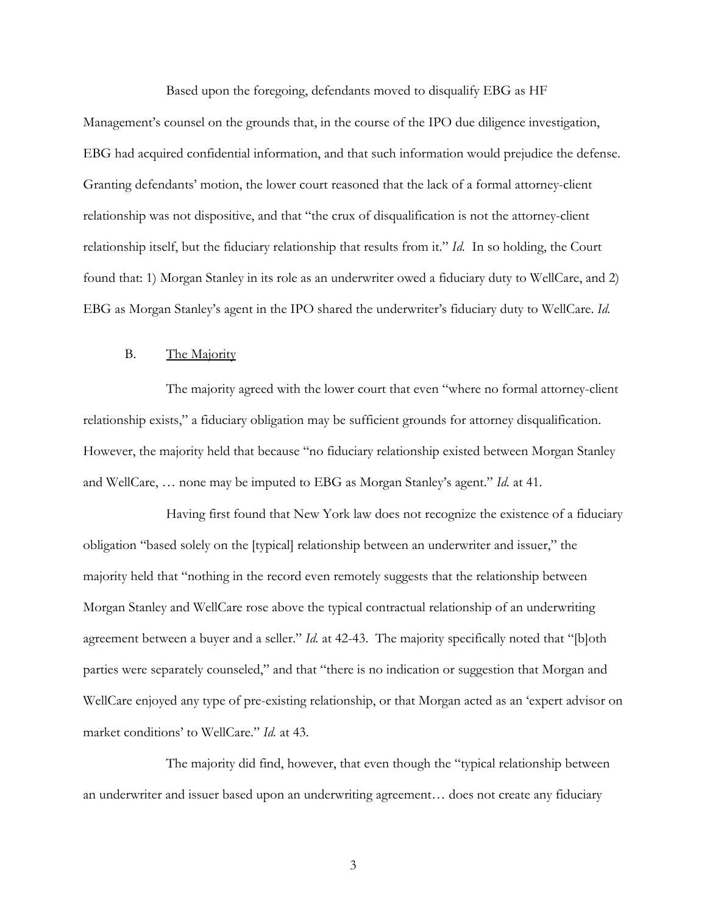Based upon the foregoing, defendants moved to disqualify EBG as HF Management's counsel on the grounds that, in the course of the IPO due diligence investigation, EBG had acquired confidential information, and that such information would prejudice the defense. Granting defendants' motion, the lower court reasoned that the lack of a formal attorney-client relationship was not dispositive, and that "the crux of disqualification is not the attorney-client relationship itself, but the fiduciary relationship that results from it." *Id.* In so holding, the Court found that: 1) Morgan Stanley in its role as an underwriter owed a fiduciary duty to WellCare, and 2) EBG as Morgan Stanley's agent in the IPO shared the underwriter's fiduciary duty to WellCare. *Id.*

## B. <u>The Majority</u>

The majority agreed with the lower court that even "where no formal attorney-client relationship exists," a fiduciary obligation may be sufficient grounds for attorney disqualification. However, the majority held that because "no fiduciary relationship existed between Morgan Stanley and WellCare, … none may be imputed to EBG as Morgan Stanley's agent." *Id.* at 41.

Having first found that New York law does not recognize the existence of a fiduciary obligation "based solely on the [typical] relationship between an underwriter and issuer," the majority held that "nothing in the record even remotely suggests that the relationship between Morgan Stanley and WellCare rose above the typical contractual relationship of an underwriting agreement between a buyer and a seller." *Id.* at 42-43. The majority specifically noted that "[b]oth parties were separately counseled," and that "there is no indication or suggestion that Morgan and WellCare enjoyed any type of pre-existing relationship, or that Morgan acted as an 'expert advisor on market conditions' to WellCare." *Id.* at 43.

The majority did find, however, that even though the "typical relationship between an underwriter and issuer based upon an underwriting agreement… does not create any fiduciary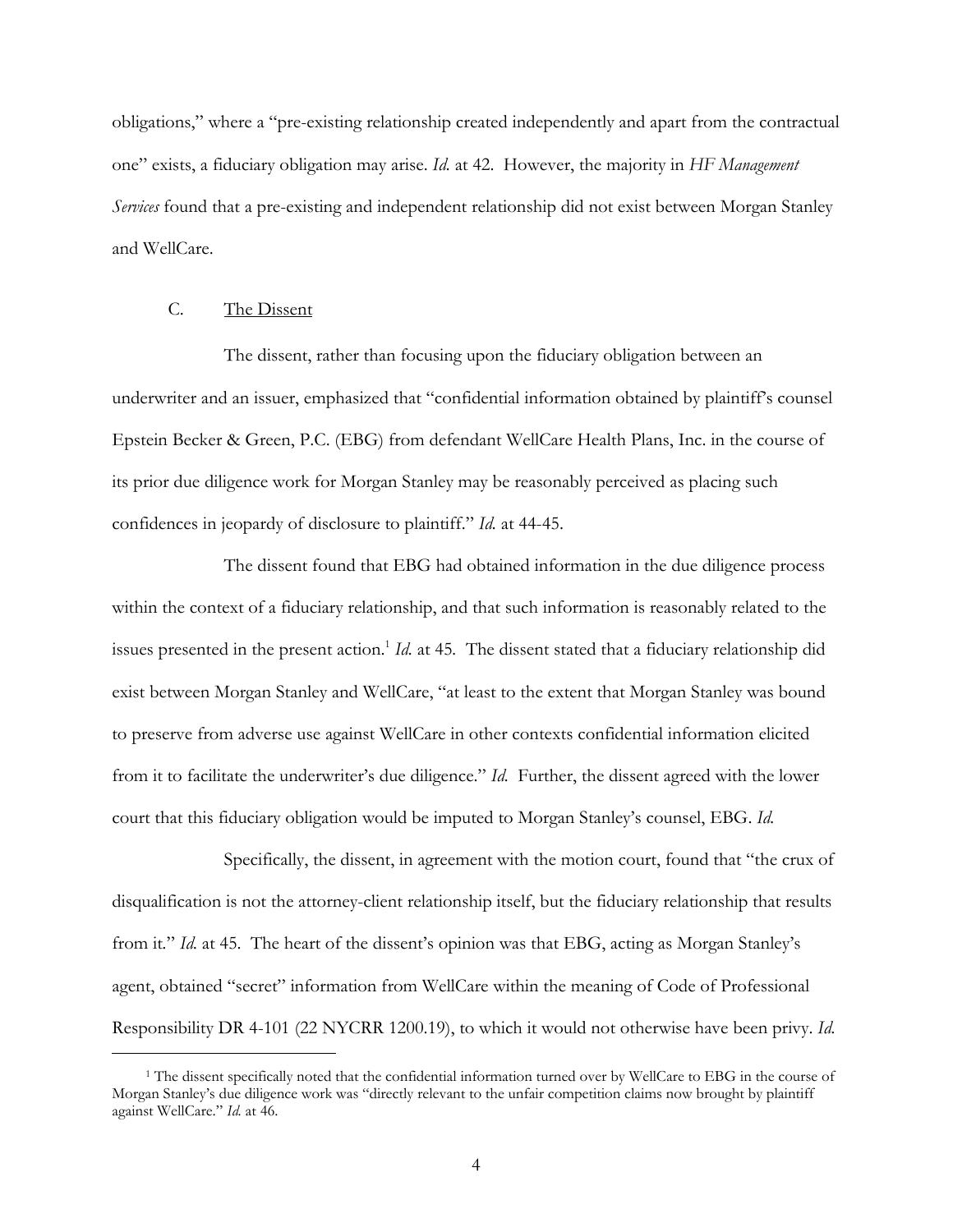obligations," where a "pre-existing relationship created independently and apart from the contractual one" exists, a fiduciary obligation may arise. *Id.* at 42. However, the majority in *HF Management Services* found that a pre-existing and independent relationship did not exist between Morgan Stanley and WellCare.

### C. The Dissent

The dissent, rather than focusing upon the fiduciary obligation between an underwriter and an issuer, emphasized that "confidential information obtained by plaintiff's counsel Epstein Becker & Green, P.C. (EBG) from defendant WellCare Health Plans, Inc. in the course of its prior due diligence work for Morgan Stanley may be reasonably perceived as placing such confidences in jeopardy of disclosure to plaintiff." *Id.* at 44-45.

The dissent found that EBG had obtained information in the due diligence process within the context of a fiduciary relationship, and that such information is reasonably related to the issues presented in the present action.[1] *Id.* at 45. The dissent stated that a fiduciary relationship did exist between Morgan Stanley and WellCare, "at least to the extent that Morgan Stanley was bound to preserve from adverse use against WellCare in other contexts confidential information elicited from it to facilitate the underwriter's due diligence." *Id.* Further, the dissent agreed with the lower court that this fiduciary obligation would be imputed to Morgan Stanley's counsel, EBG. *Id.*

Specifically, the dissent, in agreement with the motion court, found that "the crux of disqualification is not the attorney-client relationship itself, but the fiduciary relationship that results from it." *Id.* at 45. The heart of the dissent's opinion was that EBG, acting as Morgan Stanley's agent, obtained "secret" information from WellCare within the meaning of Code of Professional Responsibility DR 4-101 (22 NYCRR 1200.19), to which it would not otherwise have been privy. *Id.*

---

[1] The dissent specifically noted that the confidential information turned over by WellCare to EBG in the course of Morgan Stanley's due diligence work was "directly relevant to the unfair competition claims now brought by plaintiff against WellCare." *Id.* at 46.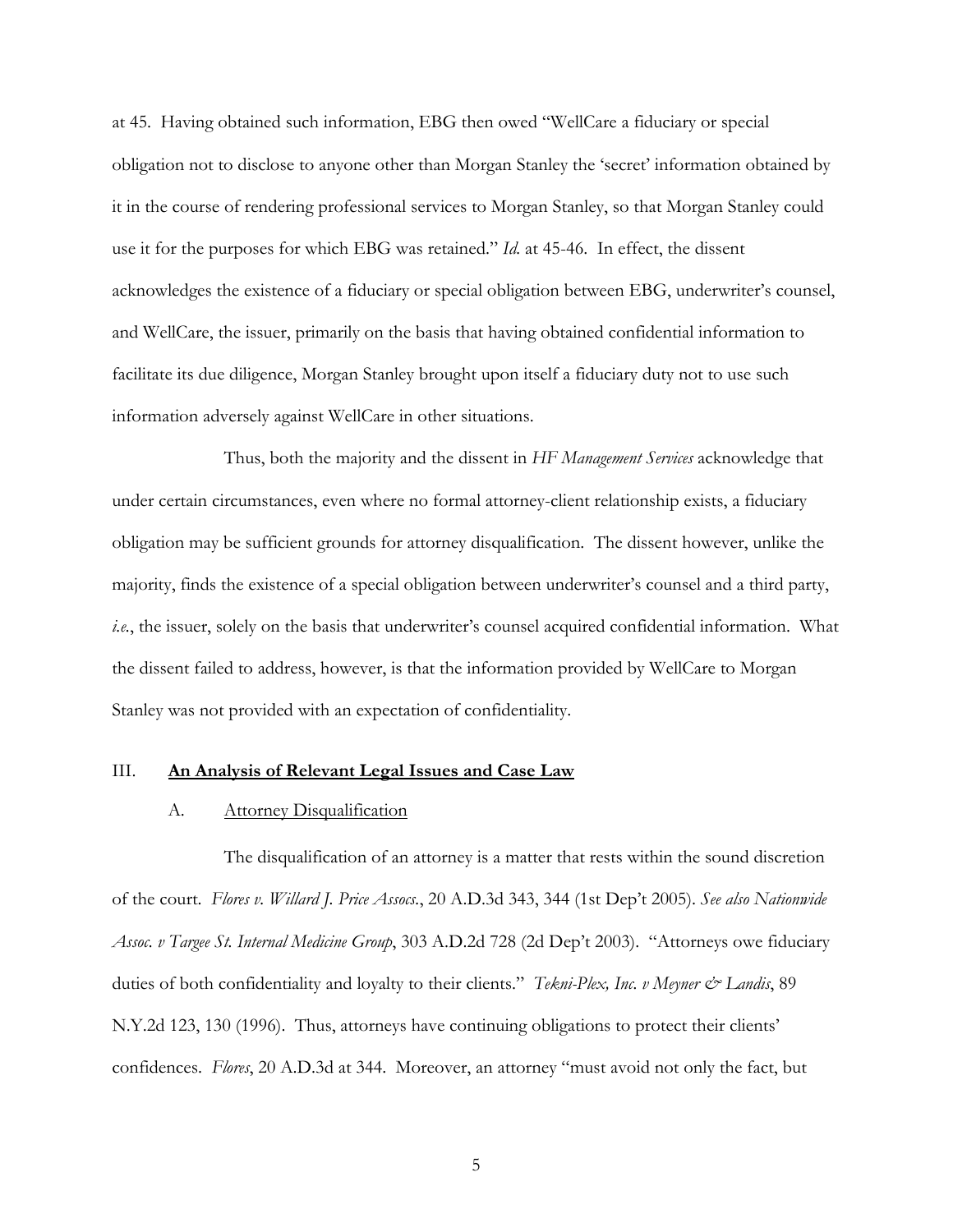at 45. Having obtained such information, EBG then owed "WellCare a fiduciary or special obligation not to disclose to anyone other than Morgan Stanley the 'secret' information obtained by it in the course of rendering professional services to Morgan Stanley, so that Morgan Stanley could use it for the purposes for which EBG was retained." *Id.* at 45-46. In effect, the dissent acknowledges the existence of a fiduciary or special obligation between EBG, underwriter's counsel, and WellCare, the issuer, primarily on the basis that having obtained confidential information to facilitate its due diligence, Morgan Stanley brought upon itself a fiduciary duty not to use such information adversely against WellCare in other situations.

Thus, both the majority and the dissent in *HF Management Services* acknowledge that under certain circumstances, even where no formal attorney-client relationship exists, a fiduciary obligation may be sufficient grounds for attorney disqualification. The dissent however, unlike the majority, finds the existence of a special obligation between underwriter's counsel and a third party, *i.e.*, the issuer, solely on the basis that underwriter's counsel acquired confidential information. What the dissent failed to address, however, is that the information provided by WellCare to Morgan Stanley was not provided with an expectation of confidentiality.

## III. **An Analysis of Relevant Legal Issues and Case Law**

### A. Attorney Disqualification

The disqualification of an attorney is a matter that rests within the sound discretion of the court. *Flores v. Willard J. Price Assocs.*, 20 A.D.3d 343, 344 (1st Dep't 2005). *See also Nationwide Assoc. v Targee St. Internal Medicine Group*, 303 A.D.2d 728 (2d Dep't 2003). "Attorneys owe fiduciary duties of both confidentiality and loyalty to their clients." *Tekni-Plex, Inc. v Meyner & Landis*, 89 N.Y.2d 123, 130 (1996). Thus, attorneys have continuing obligations to protect their clients' confidences. *Flores*, 20 A.D.3d at 344. Moreover, an attorney "must avoid not only the fact, but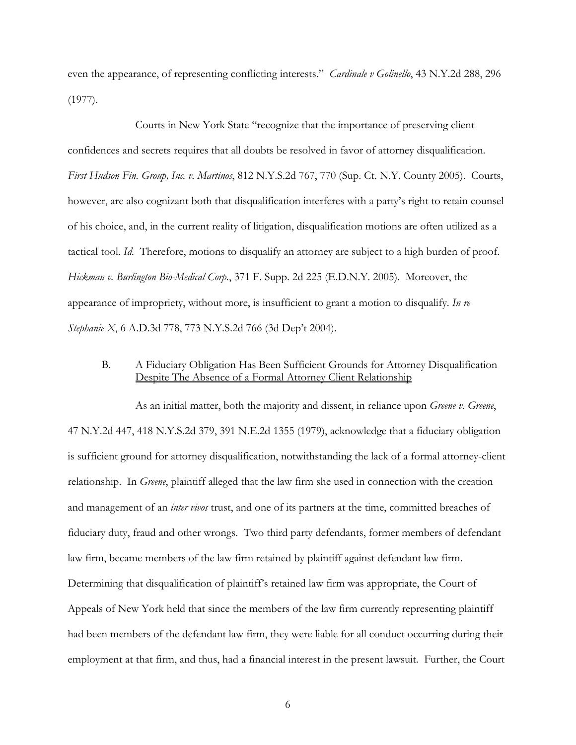even the appearance, of representing conflicting interests." *Cardinale v Golinello*, 43 N.Y.2d 288, 296 (1977).

Courts in New York State "recognize that the importance of preserving client confidences and secrets requires that all doubts be resolved in favor of attorney disqualification. *First Hudson Fin. Group, Inc. v. Martinos*, 812 N.Y.S.2d 767, 770 (Sup. Ct. N.Y. County 2005). Courts, however, are also cognizant both that disqualification interferes with a party's right to retain counsel of his choice, and, in the current reality of litigation, disqualification motions are often utilized as a tactical tool. *Id.* Therefore, motions to disqualify an attorney are subject to a high burden of proof. *Hickman v. Burlington Bio-Medical Corp.*, 371 F. Supp. 2d 225 (E.D.N.Y. 2005). Moreover, the appearance of impropriety, without more, is insufficient to grant a motion to disqualify. *In re Stephanie X*, 6 A.D.3d 778, 773 N.Y.S.2d 766 (3d Dep't 2004).

B. A Fiduciary Obligation Has Been Sufficient Grounds for Attorney Disqualification Despite The Absence of a Formal Attorney Client Relationship

As an initial matter, both the majority and dissent, in reliance upon *Greene v. Greene*, 47 N.Y.2d 447, 418 N.Y.S.2d 379, 391 N.E.2d 1355 (1979), acknowledge that a fiduciary obligation is sufficient ground for attorney disqualification, notwithstanding the lack of a formal attorney-client relationship. In *Greene*, plaintiff alleged that the law firm she used in connection with the creation and management of an *inter vivos* trust, and one of its partners at the time, committed breaches of fiduciary duty, fraud and other wrongs. Two third party defendants, former members of defendant law firm, became members of the law firm retained by plaintiff against defendant law firm. Determining that disqualification of plaintiff's retained law firm was appropriate, the Court of Appeals of New York held that since the members of the law firm currently representing plaintiff had been members of the defendant law firm, they were liable for all conduct occurring during their employment at that firm, and thus, had a financial interest in the present lawsuit. Further, the Court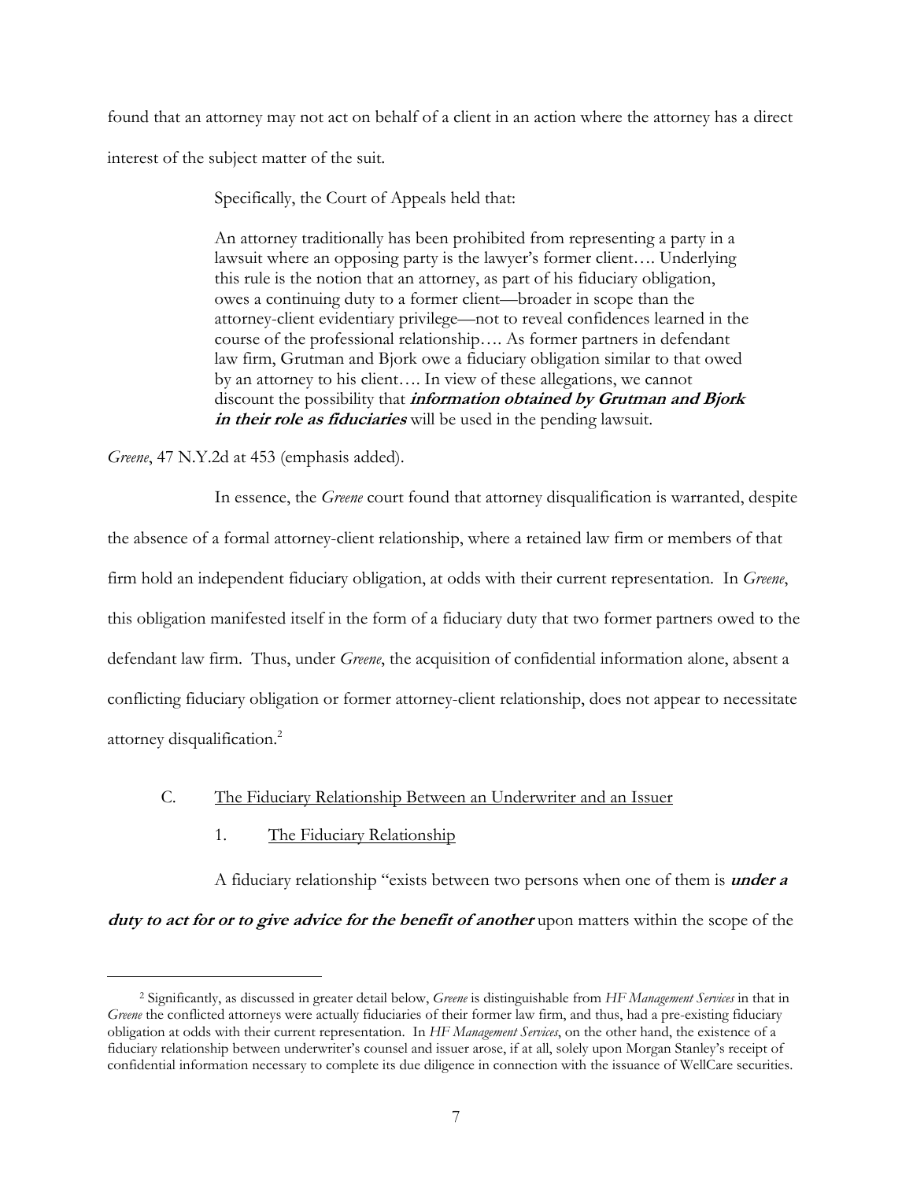found that an attorney may not act on behalf of a client in an action where the attorney has a direct interest of the subject matter of the suit.

Specifically, the Court of Appeals held that:

> An attorney traditionally has been prohibited from representing a party in a lawsuit where an opposing party is the lawyer's former client…. Underlying this rule is the notion that an attorney, as part of his fiduciary obligation, owes a continuing duty to a former client—broader in scope than the attorney-client evidentiary privilege—not to reveal confidences learned in the course of the professional relationship…. As former partners in defendant law firm, Grutman and Bjork owe a fiduciary obligation similar to that owed by an attorney to his client…. In view of these allegations, we cannot discount the possibility that ***information obtained by Grutman and Bjork in their role as fiduciaries*** will be used in the pending lawsuit.

*Greene*, 47 N.Y.2d at 453 (emphasis added).

In essence, the *Greene* court found that attorney disqualification is warranted, despite the absence of a formal attorney-client relationship, where a retained law firm or members of that firm hold an independent fiduciary obligation, at odds with their current representation. In *Greene*, this obligation manifested itself in the form of a fiduciary duty that two former partners owed to the defendant law firm. Thus, under *Greene*, the acquisition of confidential information alone, absent a conflicting fiduciary obligation or former attorney-client relationship, does not appear to necessitate attorney disqualification.[2]

C. The Fiduciary Relationship Between an Underwriter and an Issuer

1. The Fiduciary Relationship

A fiduciary relationship "exists between two persons when one of them is ***under a duty to act for or to give advice for the benefit of another*** upon matters within the scope of the

[2] Significantly, as discussed in greater detail below, *Greene* is distinguishable from *HF Management Services* in that in *Greene* the conflicted attorneys were actually fiduciaries of their former law firm, and thus, had a pre-existing fiduciary obligation at odds with their current representation. In *HF Management Services*, on the other hand, the existence of a fiduciary relationship between underwriter's counsel and issuer arose, if at all, solely upon Morgan Stanley's receipt of confidential information necessary to complete its due diligence in connection with the issuance of WellCare securities.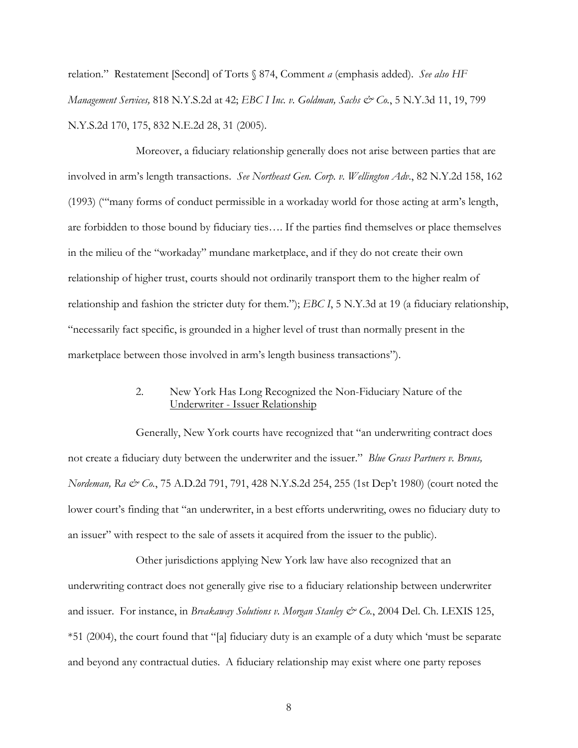relation." Restatement [Second] of Torts § 874, Comment *a* (emphasis added). *See also HF Management Services,* 818 N.Y.S.2d at 42; *EBC I Inc. v. Goldman, Sachs & Co.*, 5 N.Y.3d 11, 19, 799 N.Y.S.2d 170, 175, 832 N.E.2d 28, 31 (2005).

Moreover, a fiduciary relationship generally does not arise between parties that are involved in arm's length transactions. *See Northeast Gen. Corp. v. Wellington Adv.*, 82 N.Y.2d 158, 162 (1993) ("'many forms of conduct permissible in a workaday world for those acting at arm's length, are forbidden to those bound by fiduciary ties…. If the parties find themselves or place themselves in the milieu of the "workaday" mundane marketplace, and if they do not create their own relationship of higher trust, courts should not ordinarily transport them to the higher realm of relationship and fashion the stricter duty for them."); *EBC I*, 5 N.Y.3d at 19 (a fiduciary relationship, "necessarily fact specific, is grounded in a higher level of trust than normally present in the marketplace between those involved in arm's length business transactions").

### 2. New York Has Long Recognized the Non-Fiduciary Nature of the <u>Underwriter - Issuer Relationship</u>

Generally, New York courts have recognized that "an underwriting contract does not create a fiduciary duty between the underwriter and the issuer." *Blue Grass Partners v. Bruns, Nordeman, Ra & Co.*, 75 A.D.2d 791, 791, 428 N.Y.S.2d 254, 255 (1st Dep't 1980) (court noted the lower court's finding that "an underwriter, in a best efforts underwriting, owes no fiduciary duty to an issuer" with respect to the sale of assets it acquired from the issuer to the public).

Other jurisdictions applying New York law have also recognized that an underwriting contract does not generally give rise to a fiduciary relationship between underwriter and issuer. For instance, in *Breakaway Solutions v. Morgan Stanley & Co.*, 2004 Del. Ch. LEXIS 125, *51 (2004), the court found that "[a] fiduciary duty is an example of a duty which 'must be separate and beyond any contractual duties. A fiduciary relationship may exist where one party reposes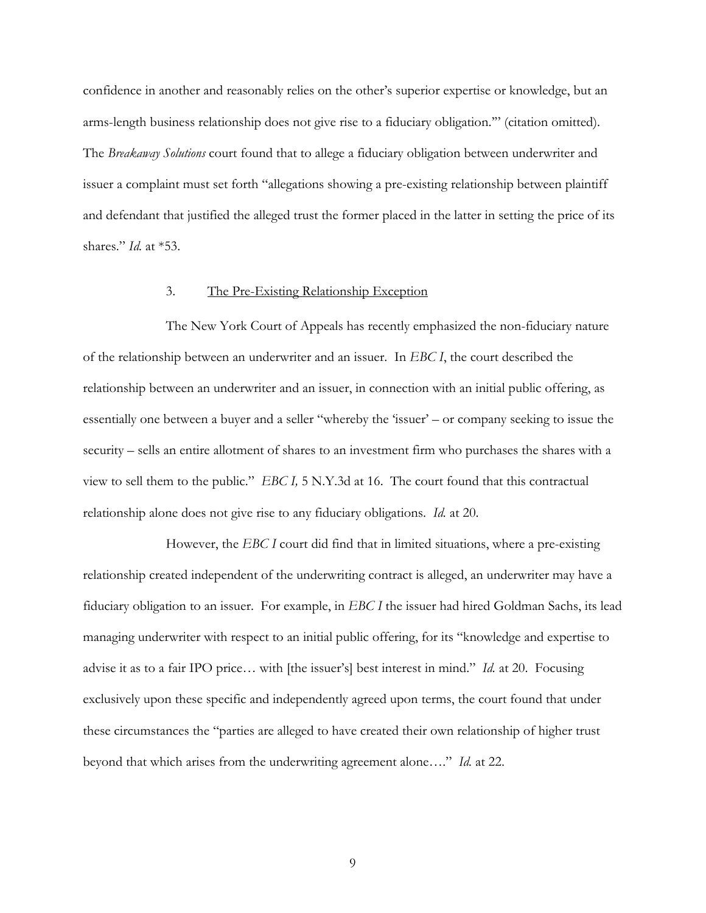confidence in another and reasonably relies on the other's superior expertise or knowledge, but an arms-length business relationship does not give rise to a fiduciary obligation.'" (citation omitted). The *Breakaway Solutions* court found that to allege a fiduciary obligation between underwriter and issuer a complaint must set forth "allegations showing a pre-existing relationship between plaintiff and defendant that justified the alleged trust the former placed in the latter in setting the price of its shares." *Id.* at *53.

### 3. The Pre-Existing Relationship Exception

The New York Court of Appeals has recently emphasized the non-fiduciary nature of the relationship between an underwriter and an issuer. In *EBC I*, the court described the relationship between an underwriter and an issuer, in connection with an initial public offering, as essentially one between a buyer and a seller "whereby the 'issuer' – or company seeking to issue the security – sells an entire allotment of shares to an investment firm who purchases the shares with a view to sell them to the public." *EBC I,* 5 N.Y.3d at 16. The court found that this contractual relationship alone does not give rise to any fiduciary obligations. *Id.* at 20.

However, the *EBC I* court did find that in limited situations, where a pre-existing relationship created independent of the underwriting contract is alleged, an underwriter may have a fiduciary obligation to an issuer. For example, in *EBC I* the issuer had hired Goldman Sachs, its lead managing underwriter with respect to an initial public offering, for its "knowledge and expertise to advise it as to a fair IPO price… with [the issuer's] best interest in mind." *Id.* at 20. Focusing exclusively upon these specific and independently agreed upon terms, the court found that under these circumstances the "parties are alleged to have created their own relationship of higher trust beyond that which arises from the underwriting agreement alone…." *Id.* at 22.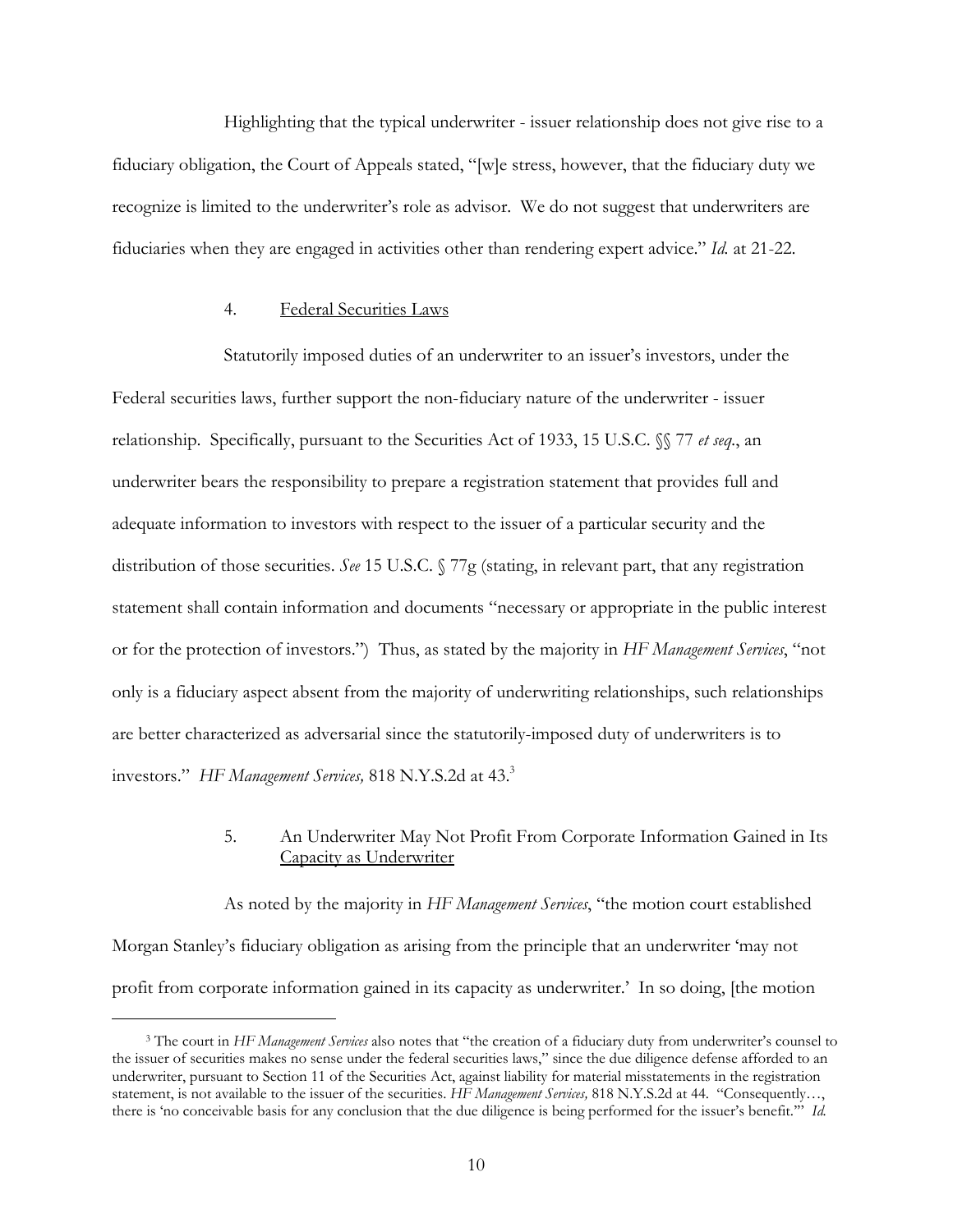Highlighting that the typical underwriter - issuer relationship does not give rise to a fiduciary obligation, the Court of Appeals stated, "[w]e stress, however, that the fiduciary duty we recognize is limited to the underwriter's role as advisor. We do not suggest that underwriters are fiduciaries when they are engaged in activities other than rendering expert advice." *Id.* at 21-22.

4. Federal Securities Laws

Statutorily imposed duties of an underwriter to an issuer's investors, under the Federal securities laws, further support the non-fiduciary nature of the underwriter - issuer relationship. Specifically, pursuant to the Securities Act of 1933, 15 U.S.C. §§ 77 *et seq.*, an underwriter bears the responsibility to prepare a registration statement that provides full and adequate information to investors with respect to the issuer of a particular security and the distribution of those securities. *See* 15 U.S.C. § 77g (stating, in relevant part, that any registration statement shall contain information and documents "necessary or appropriate in the public interest or for the protection of investors.") Thus, as stated by the majority in *HF Management Services*, "not only is a fiduciary aspect absent from the majority of underwriting relationships, such relationships are better characterized as adversarial since the statutorily-imposed duty of underwriters is to investors." *HF Management Services,* 818 N.Y.S.2d at 43.[3]

5. An Underwriter May Not Profit From Corporate Information Gained in Its Capacity as Underwriter

As noted by the majority in *HF Management Services*, "the motion court established Morgan Stanley's fiduciary obligation as arising from the principle that an underwriter 'may not profit from corporate information gained in its capacity as underwriter.' In so doing, [the motion

[3] The court in *HF Management Services* also notes that "the creation of a fiduciary duty from underwriter's counsel to the issuer of securities makes no sense under the federal securities laws," since the due diligence defense afforded to an underwriter, pursuant to Section 11 of the Securities Act, against liability for material misstatements in the registration statement, is not available to the issuer of the securities. *HF Management Services,* 818 N.Y.S.2d at 44. "Consequently…, there is 'no conceivable basis for any conclusion that the due diligence is being performed for the issuer's benefit.'" *Id.*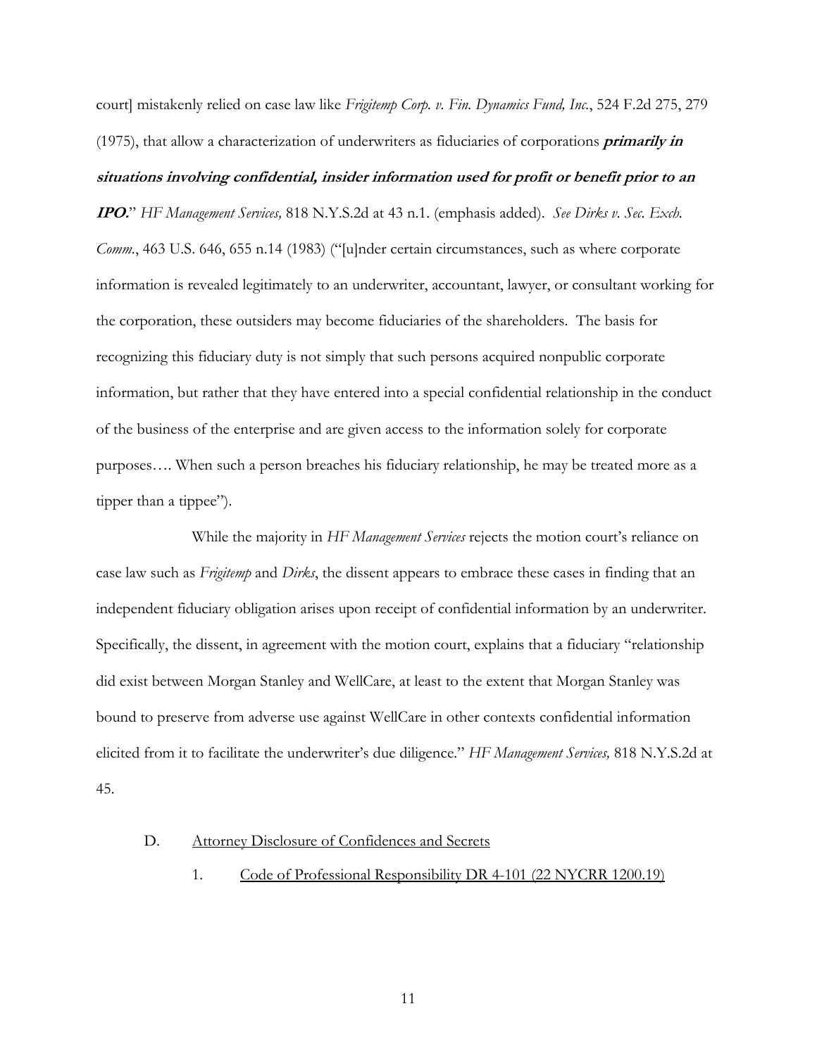court] mistakenly relied on case law like *Frigitemp Corp. v. Fin. Dynamics Fund, Inc.*, 524 F.2d 275, 279 (1975), that allow a characterization of underwriters as fiduciaries of corporations ***primarily in situations involving confidential, insider information used for profit or benefit prior to an IPO.***" *HF Management Services,* 818 N.Y.S.2d at 43 n.1. (emphasis added). *See Dirks v. Sec. Exch. Comm.*, 463 U.S. 646, 655 n.14 (1983) ("[u]nder certain circumstances, such as where corporate information is revealed legitimately to an underwriter, accountant, lawyer, or consultant working for the corporation, these outsiders may become fiduciaries of the shareholders. The basis for recognizing this fiduciary duty is not simply that such persons acquired nonpublic corporate information, but rather that they have entered into a special confidential relationship in the conduct of the business of the enterprise and are given access to the information solely for corporate purposes…. When such a person breaches his fiduciary relationship, he may be treated more as a tipper than a tippee").

While the majority in *HF Management Services* rejects the motion court's reliance on case law such as *Frigitemp* and *Dirks*, the dissent appears to embrace these cases in finding that an independent fiduciary obligation arises upon receipt of confidential information by an underwriter. Specifically, the dissent, in agreement with the motion court, explains that a fiduciary "relationship did exist between Morgan Stanley and WellCare, at least to the extent that Morgan Stanley was bound to preserve from adverse use against WellCare in other contexts confidential information elicited from it to facilitate the underwriter's due diligence." *HF Management Services,* 818 N.Y.S.2d at 45.

D. Attorney Disclosure of Confidences and Secrets

1. Code of Professional Responsibility DR 4-101 (22 NYCRR 1200.19)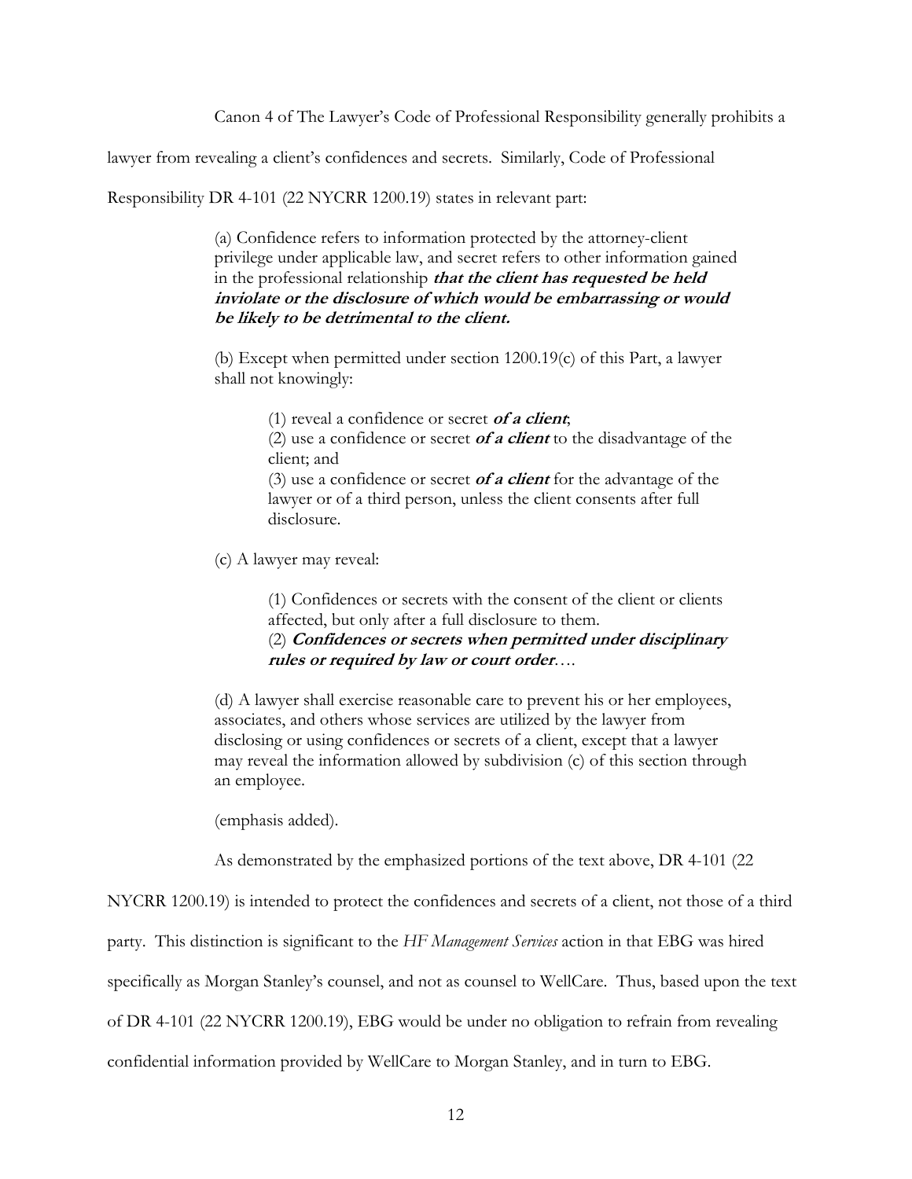Canon 4 of The Lawyer's Code of Professional Responsibility generally prohibits a lawyer from revealing a client's confidences and secrets. Similarly, Code of Professional Responsibility DR 4-101 (22 NYCRR 1200.19) states in relevant part:

> (a) Confidence refers to information protected by the attorney-client privilege under applicable law, and secret refers to other information gained in the professional relationship ***that the client has requested be held inviolate or the disclosure of which would be embarrassing or would be likely to be detrimental to the client.***
>
> (b) Except when permitted under section 1200.19(c) of this Part, a lawyer shall not knowingly:
>
> > (1) reveal a confidence or secret ***of a client***;
> > (2) use a confidence or secret ***of a client*** to the disadvantage of the client; and
> > (3) use a confidence or secret ***of a client*** for the advantage of the lawyer or of a third person, unless the client consents after full disclosure.
>
> (c) A lawyer may reveal:
>
> > (1) Confidences or secrets with the consent of the client or clients affected, but only after a full disclosure to them.
> > (2) ***Confidences or secrets when permitted under disciplinary rules or required by law or court order***....
>
> (d) A lawyer shall exercise reasonable care to prevent his or her employees, associates, and others whose services are utilized by the lawyer from disclosing or using confidences or secrets of a client, except that a lawyer may reveal the information allowed by subdivision (c) of this section through an employee.
>
> (emphasis added).

As demonstrated by the emphasized portions of the text above, DR 4-101 (22 NYCRR 1200.19) is intended to protect the confidences and secrets of a client, not those of a third party. This distinction is significant to the *HF Management Services* action in that EBG was hired specifically as Morgan Stanley's counsel, and not as counsel to WellCare. Thus, based upon the text of DR 4-101 (22 NYCRR 1200.19), EBG would be under no obligation to refrain from revealing confidential information provided by WellCare to Morgan Stanley, and in turn to EBG.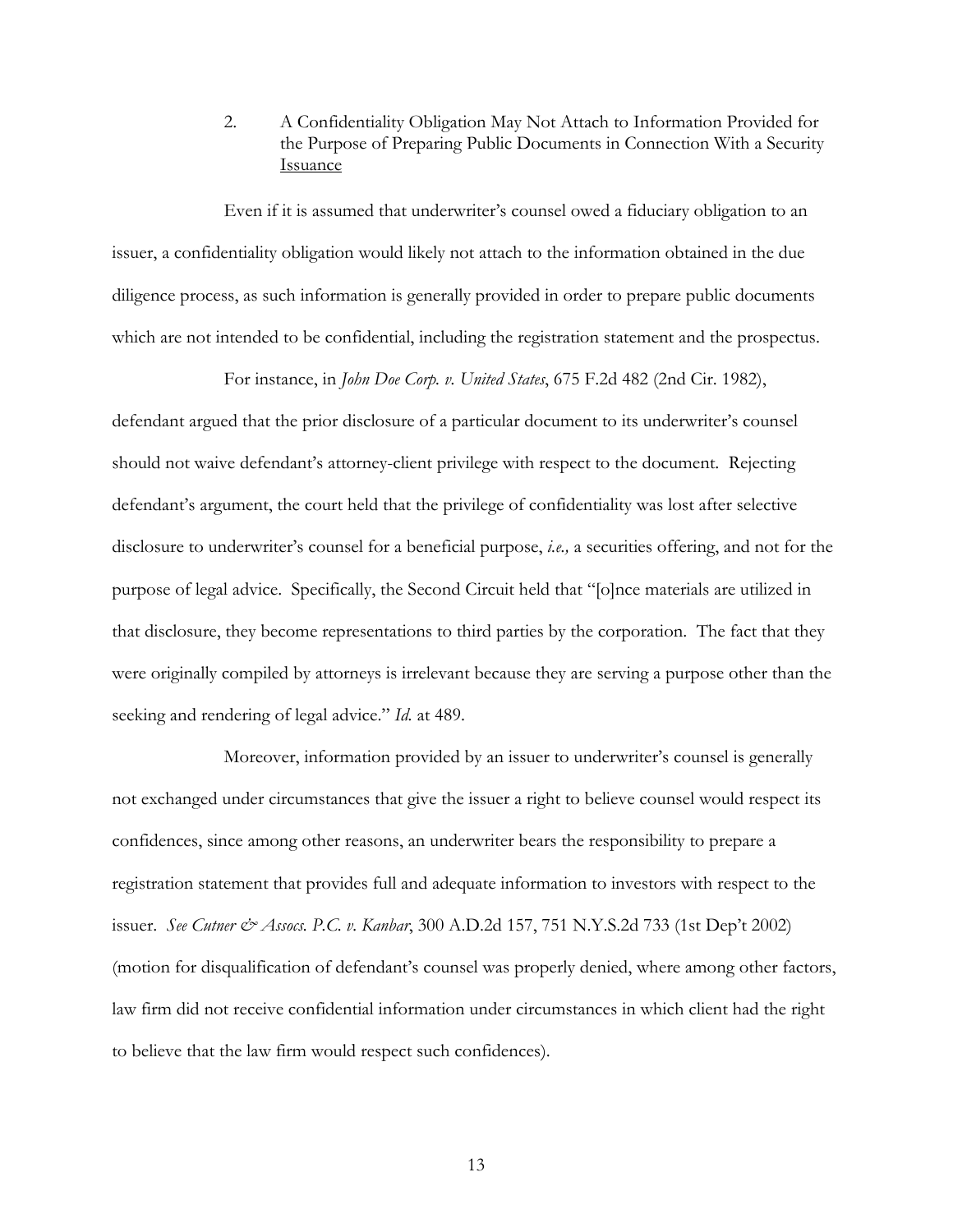### 2. A Confidentiality Obligation May Not Attach to Information Provided for the Purpose of Preparing Public Documents in Connection With a Security <u>Issuance</u>

Even if it is assumed that underwriter's counsel owed a fiduciary obligation to an issuer, a confidentiality obligation would likely not attach to the information obtained in the due diligence process, as such information is generally provided in order to prepare public documents which are not intended to be confidential, including the registration statement and the prospectus.

For instance, in *John Doe Corp. v. United States*, 675 F.2d 482 (2nd Cir. 1982), defendant argued that the prior disclosure of a particular document to its underwriter's counsel should not waive defendant's attorney-client privilege with respect to the document. Rejecting defendant's argument, the court held that the privilege of confidentiality was lost after selective disclosure to underwriter's counsel for a beneficial purpose, *i.e.,* a securities offering, and not for the purpose of legal advice. Specifically, the Second Circuit held that "[o]nce materials are utilized in that disclosure, they become representations to third parties by the corporation. The fact that they were originally compiled by attorneys is irrelevant because they are serving a purpose other than the seeking and rendering of legal advice." *Id.* at 489.

Moreover, information provided by an issuer to underwriter's counsel is generally not exchanged under circumstances that give the issuer a right to believe counsel would respect its confidences, since among other reasons, an underwriter bears the responsibility to prepare a registration statement that provides full and adequate information to investors with respect to the issuer. *See Cutner & Assocs. P.C. v. Kanbar*, 300 A.D.2d 157, 751 N.Y.S.2d 733 (1st Dep't 2002) (motion for disqualification of defendant's counsel was properly denied, where among other factors, law firm did not receive confidential information under circumstances in which client had the right to believe that the law firm would respect such confidences).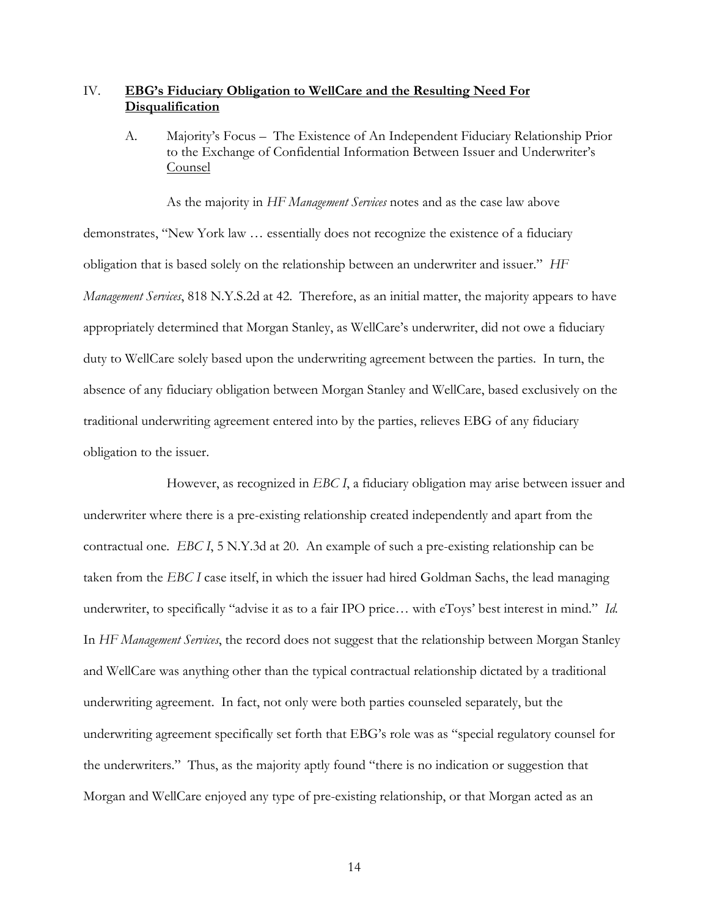IV. **EBG's Fiduciary Obligation to WellCare and the Resulting Need For Disqualification**

A. Majority's Focus – The Existence of An Independent Fiduciary Relationship Prior to the Exchange of Confidential Information Between Issuer and Underwriter's Counsel

As the majority in *HF Management Services* notes and as the case law above demonstrates, "New York law … essentially does not recognize the existence of a fiduciary obligation that is based solely on the relationship between an underwriter and issuer." *HF Management Services*, 818 N.Y.S.2d at 42. Therefore, as an initial matter, the majority appears to have appropriately determined that Morgan Stanley, as WellCare's underwriter, did not owe a fiduciary duty to WellCare solely based upon the underwriting agreement between the parties. In turn, the absence of any fiduciary obligation between Morgan Stanley and WellCare, based exclusively on the traditional underwriting agreement entered into by the parties, relieves EBG of any fiduciary obligation to the issuer.

However, as recognized in *EBC I*, a fiduciary obligation may arise between issuer and underwriter where there is a pre-existing relationship created independently and apart from the contractual one. *EBC I*, 5 N.Y.3d at 20. An example of such a pre-existing relationship can be taken from the *EBC I* case itself, in which the issuer had hired Goldman Sachs, the lead managing underwriter, to specifically "advise it as to a fair IPO price… with eToys' best interest in mind." *Id.* In *HF Management Services*, the record does not suggest that the relationship between Morgan Stanley and WellCare was anything other than the typical contractual relationship dictated by a traditional underwriting agreement. In fact, not only were both parties counseled separately, but the underwriting agreement specifically set forth that EBG's role was as "special regulatory counsel for the underwriters." Thus, as the majority aptly found "there is no indication or suggestion that Morgan and WellCare enjoyed any type of pre-existing relationship, or that Morgan acted as an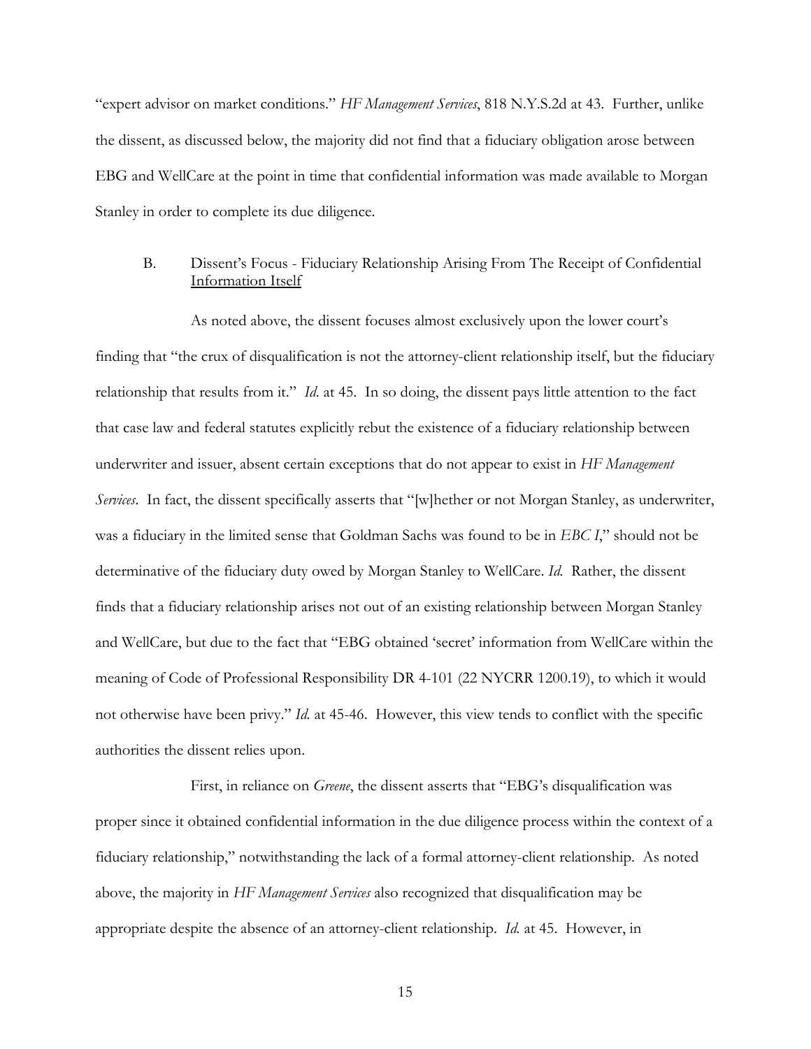"expert advisor on market conditions." *HF Management Services*, 818 N.Y.S.2d at 43. Further, unlike the dissent, as discussed below, the majority did not find that a fiduciary obligation arose between EBG and WellCare at the point in time that confidential information was made available to Morgan Stanley in order to complete its due diligence.

### B. Dissent's Focus - Fiduciary Relationship Arising From The Receipt of Confidential Information Itself

As noted above, the dissent focuses almost exclusively upon the lower court's finding that "the crux of disqualification is not the attorney-client relationship itself, but the fiduciary relationship that results from it." *Id.* at 45. In so doing, the dissent pays little attention to the fact that case law and federal statutes explicitly rebut the existence of a fiduciary relationship between underwriter and issuer, absent certain exceptions that do not appear to exist in *HF Management Services*. In fact, the dissent specifically asserts that "[w]hether or not Morgan Stanley, as underwriter, was a fiduciary in the limited sense that Goldman Sachs was found to be in *EBC I*," should not be determinative of the fiduciary duty owed by Morgan Stanley to WellCare. *Id.* Rather, the dissent finds that a fiduciary relationship arises not out of an existing relationship between Morgan Stanley and WellCare, but due to the fact that "EBG obtained 'secret' information from WellCare within the meaning of Code of Professional Responsibility DR 4-101 (22 NYCRR 1200.19), to which it would not otherwise have been privy." *Id.* at 45-46. However, this view tends to conflict with the specific authorities the dissent relies upon.

First, in reliance on *Greene*, the dissent asserts that "EBG's disqualification was proper since it obtained confidential information in the due diligence process within the context of a fiduciary relationship," notwithstanding the lack of a formal attorney-client relationship. As noted above, the majority in *HF Management Services* also recognized that disqualification may be appropriate despite the absence of an attorney-client relationship. *Id.* at 45. However, in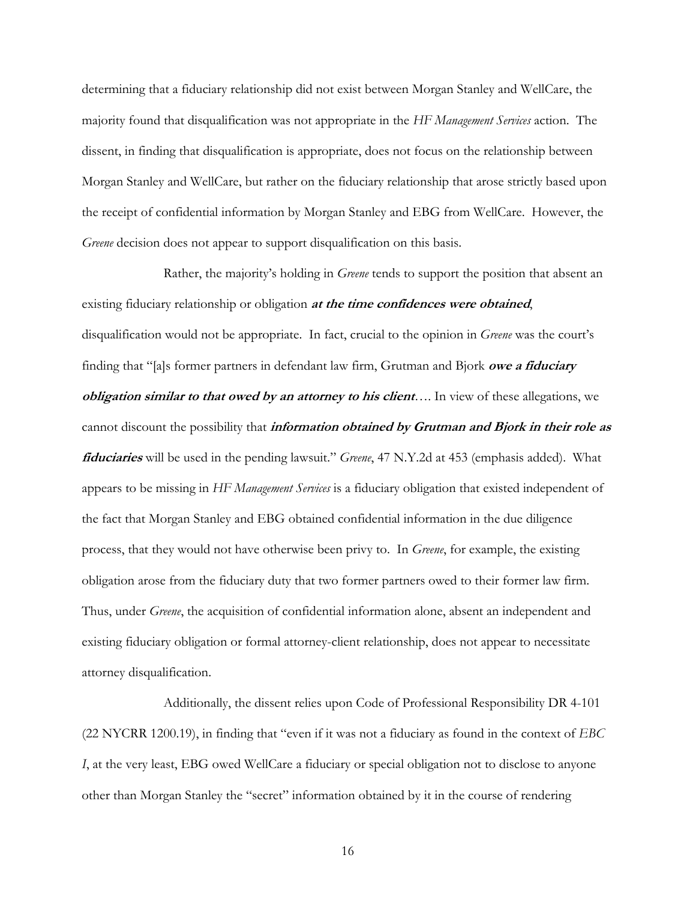determining that a fiduciary relationship did not exist between Morgan Stanley and WellCare, the majority found that disqualification was not appropriate in the *HF Management Services* action. The dissent, in finding that disqualification is appropriate, does not focus on the relationship between Morgan Stanley and WellCare, but rather on the fiduciary relationship that arose strictly based upon the receipt of confidential information by Morgan Stanley and EBG from WellCare. However, the *Greene* decision does not appear to support disqualification on this basis.

Rather, the majority's holding in *Greene* tends to support the position that absent an existing fiduciary relationship or obligation ***at the time confidences were obtained***, disqualification would not be appropriate. In fact, crucial to the opinion in *Greene* was the court's finding that "[a]s former partners in defendant law firm, Grutman and Bjork ***owe a fiduciary obligation similar to that owed by an attorney to his client***…. In view of these allegations, we cannot discount the possibility that ***information obtained by Grutman and Bjork in their role as fiduciaries*** will be used in the pending lawsuit." *Greene*, 47 N.Y.2d at 453 (emphasis added). What appears to be missing in *HF Management Services* is a fiduciary obligation that existed independent of the fact that Morgan Stanley and EBG obtained confidential information in the due diligence process, that they would not have otherwise been privy to. In *Greene*, for example, the existing obligation arose from the fiduciary duty that two former partners owed to their former law firm. Thus, under *Greene*, the acquisition of confidential information alone, absent an independent and existing fiduciary obligation or formal attorney-client relationship, does not appear to necessitate attorney disqualification.

Additionally, the dissent relies upon Code of Professional Responsibility DR 4-101 (22 NYCRR 1200.19), in finding that "even if it was not a fiduciary as found in the context of *EBC I*, at the very least, EBG owed WellCare a fiduciary or special obligation not to disclose to anyone other than Morgan Stanley the "secret" information obtained by it in the course of rendering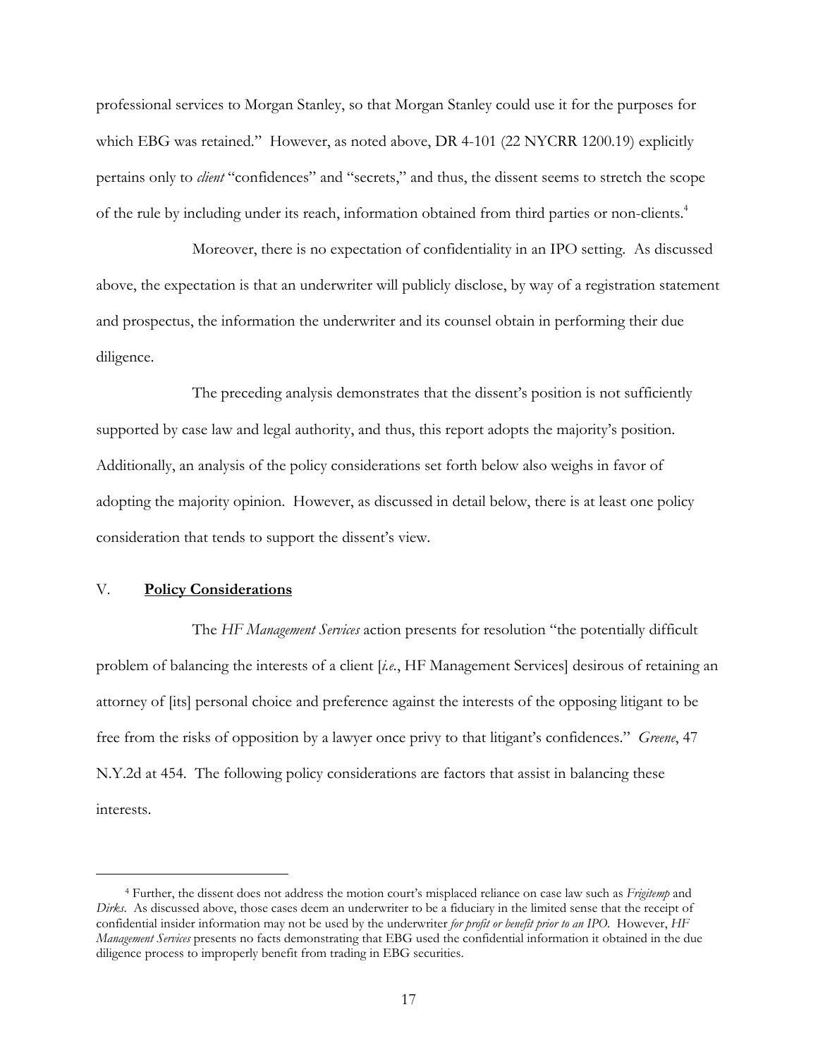professional services to Morgan Stanley, so that Morgan Stanley could use it for the purposes for which EBG was retained." However, as noted above, DR 4-101 (22 NYCRR 1200.19) explicitly pertains only to *client* "confidences" and "secrets," and thus, the dissent seems to stretch the scope of the rule by including under its reach, information obtained from third parties or non-clients.[4]

Moreover, there is no expectation of confidentiality in an IPO setting. As discussed above, the expectation is that an underwriter will publicly disclose, by way of a registration statement and prospectus, the information the underwriter and its counsel obtain in performing their due diligence.

The preceding analysis demonstrates that the dissent's position is not sufficiently supported by case law and legal authority, and thus, this report adopts the majority's position. Additionally, an analysis of the policy considerations set forth below also weighs in favor of adopting the majority opinion. However, as discussed in detail below, there is at least one policy consideration that tends to support the dissent's view.

## V. **Policy Considerations**

The *HF Management Services* action presents for resolution "the potentially difficult problem of balancing the interests of a client [*i.e.*, HF Management Services] desirous of retaining an attorney of [its] personal choice and preference against the interests of the opposing litigant to be free from the risks of opposition by a lawyer once privy to that litigant's confidences." *Greene*, 47 N.Y.2d at 454. The following policy considerations are factors that assist in balancing these interests.

---

[4] Further, the dissent does not address the motion court's misplaced reliance on case law such as *Frigitemp* and *Dirks*. As discussed above, those cases deem an underwriter to be a fiduciary in the limited sense that the receipt of confidential insider information may not be used by the underwriter *for profit or benefit prior to an IPO*. However, *HF Management Services* presents no facts demonstrating that EBG used the confidential information it obtained in the due diligence process to improperly benefit from trading in EBG securities.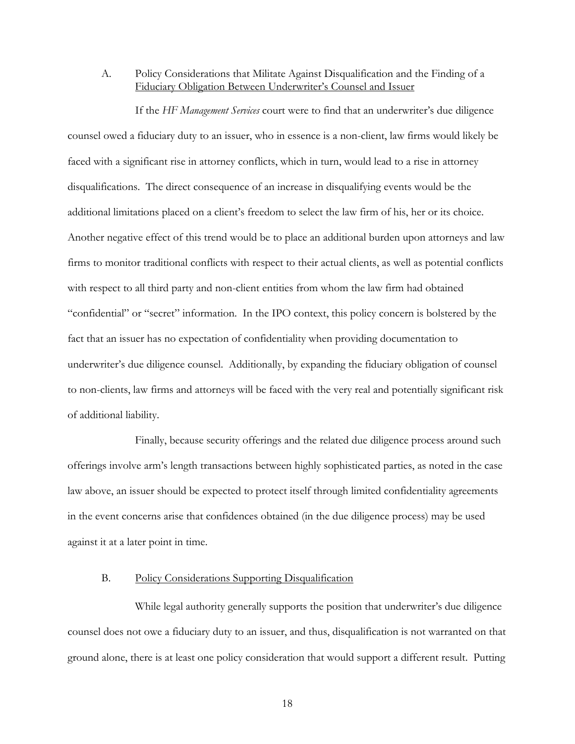### A. Policy Considerations that Militate Against Disqualification and the Finding of a Fiduciary Obligation Between Underwriter's Counsel and Issuer

If the *HF Management Services* court were to find that an underwriter's due diligence counsel owed a fiduciary duty to an issuer, who in essence is a non-client, law firms would likely be faced with a significant rise in attorney conflicts, which in turn, would lead to a rise in attorney disqualifications. The direct consequence of an increase in disqualifying events would be the additional limitations placed on a client's freedom to select the law firm of his, her or its choice. Another negative effect of this trend would be to place an additional burden upon attorneys and law firms to monitor traditional conflicts with respect to their actual clients, as well as potential conflicts with respect to all third party and non-client entities from whom the law firm had obtained "confidential" or "secret" information. In the IPO context, this policy concern is bolstered by the fact that an issuer has no expectation of confidentiality when providing documentation to underwriter's due diligence counsel. Additionally, by expanding the fiduciary obligation of counsel to non-clients, law firms and attorneys will be faced with the very real and potentially significant risk of additional liability.

Finally, because security offerings and the related due diligence process around such offerings involve arm's length transactions between highly sophisticated parties, as noted in the case law above, an issuer should be expected to protect itself through limited confidentiality agreements in the event concerns arise that confidences obtained (in the due diligence process) may be used against it at a later point in time.

### B. Policy Considerations Supporting Disqualification

While legal authority generally supports the position that underwriter's due diligence counsel does not owe a fiduciary duty to an issuer, and thus, disqualification is not warranted on that ground alone, there is at least one policy consideration that would support a different result. Putting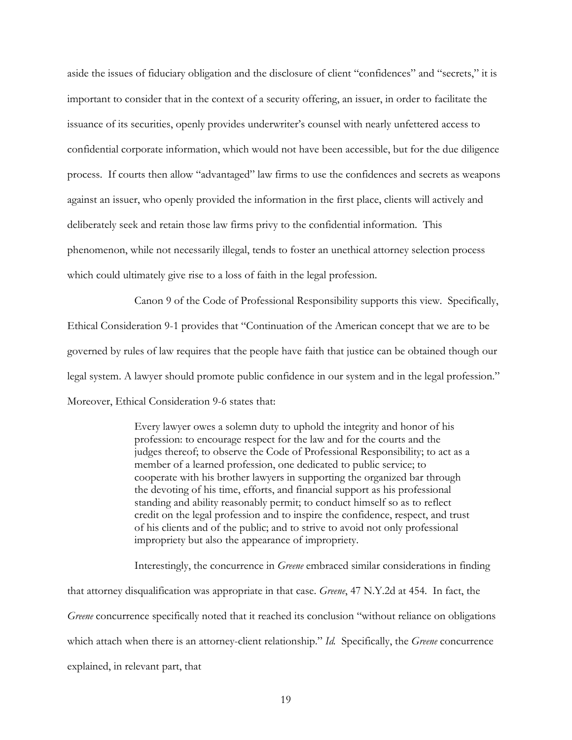aside the issues of fiduciary obligation and the disclosure of client "confidences" and "secrets," it is important to consider that in the context of a security offering, an issuer, in order to facilitate the issuance of its securities, openly provides underwriter's counsel with nearly unfettered access to confidential corporate information, which would not have been accessible, but for the due diligence process. If courts then allow "advantaged" law firms to use the confidences and secrets as weapons against an issuer, who openly provided the information in the first place, clients will actively and deliberately seek and retain those law firms privy to the confidential information. This phenomenon, while not necessarily illegal, tends to foster an unethical attorney selection process which could ultimately give rise to a loss of faith in the legal profession.

Canon 9 of the Code of Professional Responsibility supports this view. Specifically, Ethical Consideration 9-1 provides that "Continuation of the American concept that we are to be governed by rules of law requires that the people have faith that justice can be obtained though our legal system. A lawyer should promote public confidence in our system and in the legal profession." Moreover, Ethical Consideration 9-6 states that:

> Every lawyer owes a solemn duty to uphold the integrity and honor of his profession: to encourage respect for the law and for the courts and the judges thereof; to observe the Code of Professional Responsibility; to act as a member of a learned profession, one dedicated to public service; to cooperate with his brother lawyers in supporting the organized bar through the devoting of his time, efforts, and financial support as his professional standing and ability reasonably permit; to conduct himself so as to reflect credit on the legal profession and to inspire the confidence, respect, and trust of his clients and of the public; and to strive to avoid not only professional impropriety but also the appearance of impropriety.

Interestingly, the concurrence in *Greene* embraced similar considerations in finding that attorney disqualification was appropriate in that case. *Greene*, 47 N.Y.2d at 454. In fact, the *Greene* concurrence specifically noted that it reached its conclusion "without reliance on obligations which attach when there is an attorney-client relationship." *Id.* Specifically, the *Greene* concurrence explained, in relevant part, that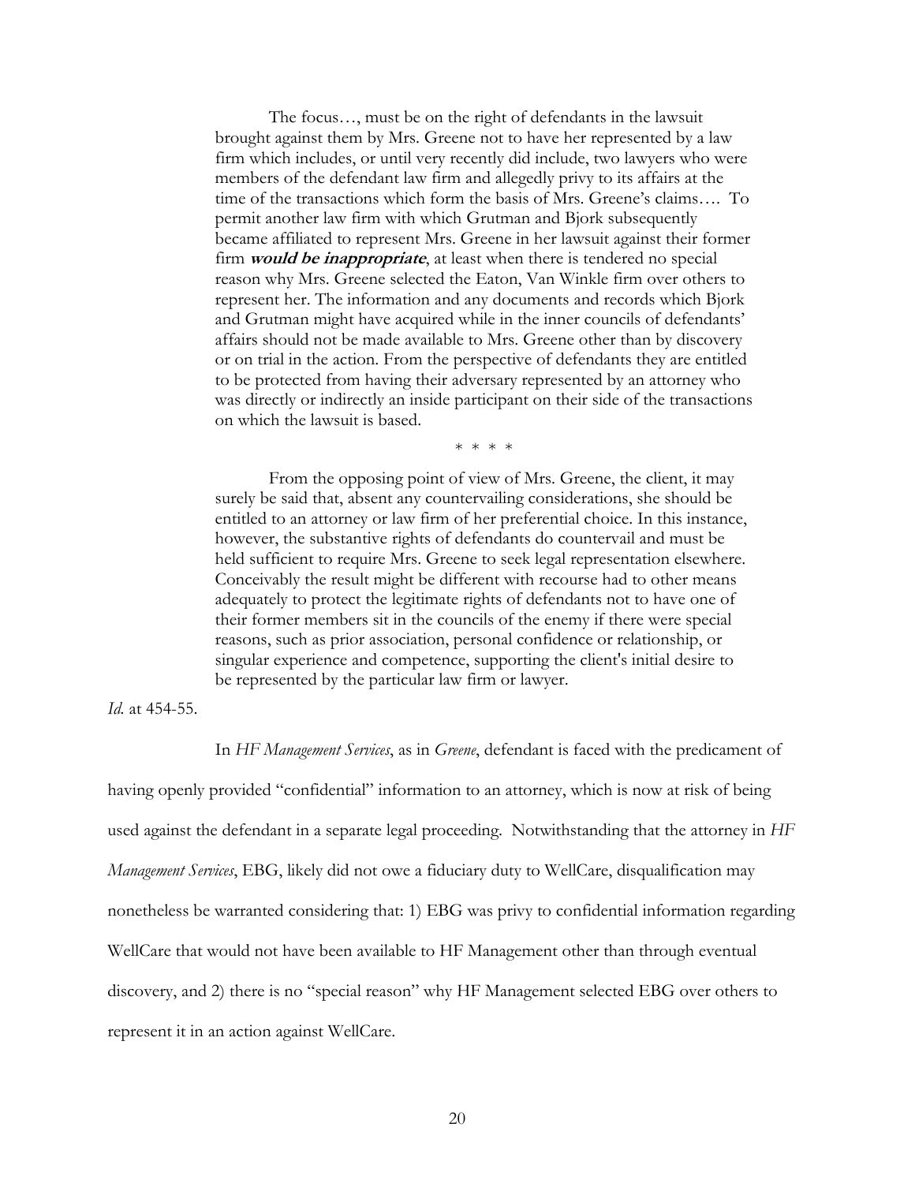> The focus…, must be on the right of defendants in the lawsuit brought against them by Mrs. Greene not to have her represented by a law firm which includes, or until very recently did include, two lawyers who were members of the defendant law firm and allegedly privy to its affairs at the time of the transactions which form the basis of Mrs. Greene's claims…. To permit another law firm with which Grutman and Bjork subsequently became affiliated to represent Mrs. Greene in her lawsuit against their former firm ***would be inappropriate***, at least when there is tendered no special reason why Mrs. Greene selected the Eaton, Van Winkle firm over others to represent her. The information and any documents and records which Bjork and Grutman might have acquired while in the inner councils of defendants' affairs should not be made available to Mrs. Greene other than by discovery or on trial in the action. From the perspective of defendants they are entitled to be protected from having their adversary represented by an attorney who was directly or indirectly an inside participant on their side of the transactions on which the lawsuit is based.
>
> \* \* \* \*
>
> From the opposing point of view of Mrs. Greene, the client, it may surely be said that, absent any countervailing considerations, she should be entitled to an attorney or law firm of her preferential choice. In this instance, however, the substantive rights of defendants do countervail and must be held sufficient to require Mrs. Greene to seek legal representation elsewhere. Conceivably the result might be different with recourse had to other means adequately to protect the legitimate rights of defendants not to have one of their former members sit in the councils of the enemy if there were special reasons, such as prior association, personal confidence or relationship, or singular experience and competence, supporting the client's initial desire to be represented by the particular law firm or lawyer.

*Id.* at 454-55.

In *HF Management Services*, as in *Greene*, defendant is faced with the predicament of having openly provided "confidential" information to an attorney, which is now at risk of being used against the defendant in a separate legal proceeding. Notwithstanding that the attorney in *HF Management Services*, EBG, likely did not owe a fiduciary duty to WellCare, disqualification may nonetheless be warranted considering that: 1) EBG was privy to confidential information regarding WellCare that would not have been available to HF Management other than through eventual discovery, and 2) there is no "special reason" why HF Management selected EBG over others to represent it in an action against WellCare.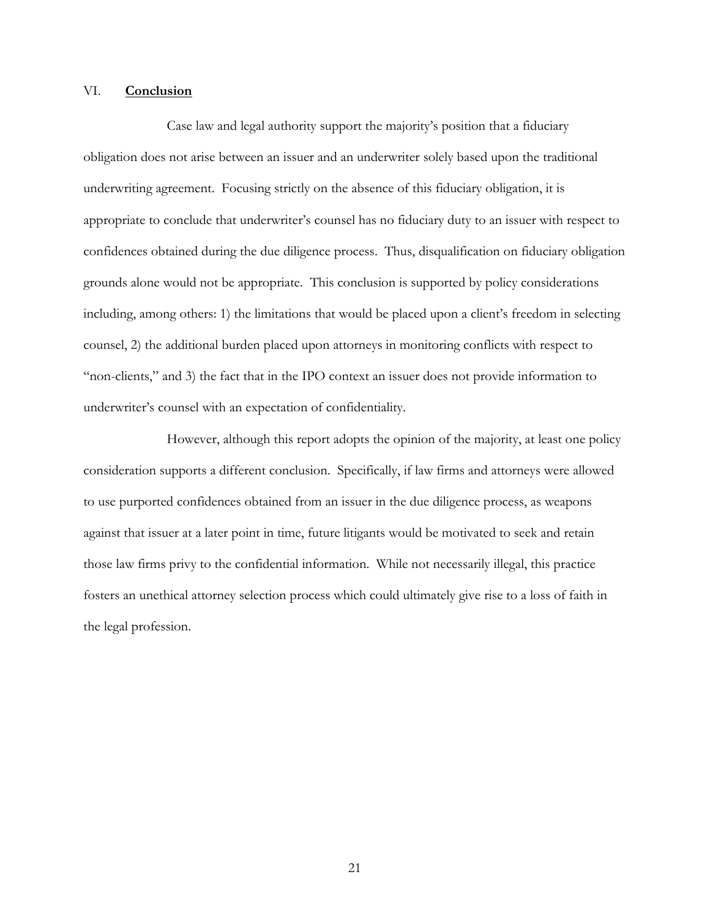## VI. **Conclusion**

Case law and legal authority support the majority's position that a fiduciary obligation does not arise between an issuer and an underwriter solely based upon the traditional underwriting agreement. Focusing strictly on the absence of this fiduciary obligation, it is appropriate to conclude that underwriter's counsel has no fiduciary duty to an issuer with respect to confidences obtained during the due diligence process. Thus, disqualification on fiduciary obligation grounds alone would not be appropriate. This conclusion is supported by policy considerations including, among others: 1) the limitations that would be placed upon a client's freedom in selecting counsel, 2) the additional burden placed upon attorneys in monitoring conflicts with respect to "non-clients," and 3) the fact that in the IPO context an issuer does not provide information to underwriter's counsel with an expectation of confidentiality.

However, although this report adopts the opinion of the majority, at least one policy consideration supports a different conclusion. Specifically, if law firms and attorneys were allowed to use purported confidences obtained from an issuer in the due diligence process, as weapons against that issuer at a later point in time, future litigants would be motivated to seek and retain those law firms privy to the confidential information. While not necessarily illegal, this practice fosters an unethical attorney selection process which could ultimately give rise to a loss of faith in the legal profession.